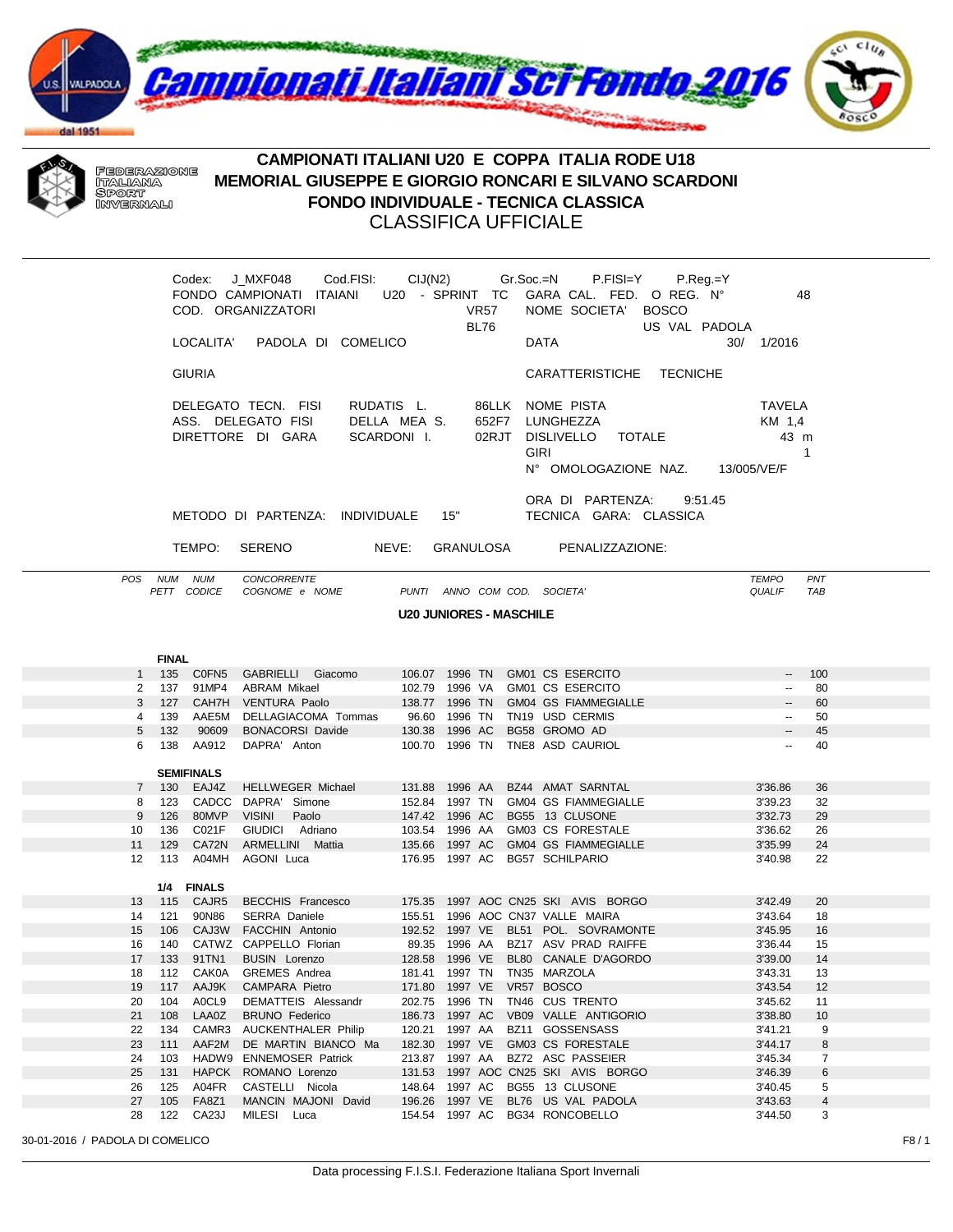# Campionati Italiani Sci Fondo 2016

FEDERAZIONE ITALIANA SPORT INVERNALI

## CAMPIONATI ITALIANI U20 E COPPA ITALIA RODE U18
## MEMORIAL GIUSEPPE E GIORGIO RONCARI E SILVANO SCARDONI
## FONDO INDIVIDUALE - TECNICA CLASSICA
## CLASSIFICA UFFICIALE

Codex: J_MXF048 Cod.FISI: CIJ(N2) Gr.Soc.=N P.FISI=Y P.Reg.=Y
FONDO CAMPIONATI ITAIANI U20 - SPRINT TC GARA CAL. FED. O REG. N° 48
COD. ORGANIZZATORI VR57 BL76 NOME SOCIETA' BOSCO US VAL PADOLA
LOCALITA' PADOLA DI COMELICO DATA 30/ 1/2016

GIURIA CARATTERISTICHE TECNICHE

DELEGATO TECN. FISI RUDATIS L. 86LLK NOME PISTA TAVELA
ASS. DELEGATO FISI DELLA MEA S. 652F7 LUNGHEZZA KM 1,4
DIRETTORE DI GARA SCARDONI I. 02RJT DISLIVELLO TOTALE 43 m
GIRI 1
N° OMOLOGAZIONE NAZ. 13/005/VE/F

ORA DI PARTENZA: 9:51.45
METODO DI PARTENZA: INDIVIDUALE 15" TECNICA GARA: CLASSICA

TEMPO: SERENO NEVE: GRANULOSA PENALIZZAZIONE:

### U20 JUNIORES - MASCHILE

| POS | NUM PETT | NUM CODICE | CONCORRENTE COGNOME e NOME | PUNTI | ANNO | COM | COD. | SOCIETA' | TEMPO QUALIF | PNT TAB |
|---|---|---|---|---|---|---|---|---|---|---|
| **FINAL** | | | | | | | | | | |
| 1 | 135 | C0FN5 | GABRIELLI Giacomo | 106.07 | 1996 | TN | GM01 | CS ESERCITO | -- | 100 |
| 2 | 137 | 91MP4 | ABRAM Mikael | 102.79 | 1996 | VA | GM01 | CS ESERCITO | -- | 80 |
| 3 | 127 | CAH7H | VENTURA Paolo | 138.77 | 1996 | TN | GM04 | GS FIAMMEGIALLE | -- | 60 |
| 4 | 139 | AAE5M | DELLAGIACOMA Tommas | 96.60 | 1996 | TN | TN19 | USD CERMIS | -- | 50 |
| 5 | 132 | 90609 | BONACORSI Davide | 130.38 | 1996 | AC | BG58 | GROMO AD | -- | 45 |
| 6 | 138 | AA912 | DAPRA' Anton | 100.70 | 1996 | TN | TNE8 | ASD CAURIOL | -- | 40 |
| **SEMIFINALS** | | | | | | | | | | |
| 7 | 130 | EAJ4Z | HELLWEGER Michael | 131.88 | 1996 | AA | BZ44 | AMAT SARNTAL | 3'36.86 | 36 |
| 8 | 123 | CADCC | DAPRA' Simone | 152.84 | 1997 | TN | GM04 | GS FIAMMEGIALLE | 3'39.23 | 32 |
| 9 | 126 | 80MVP | VISINI Paolo | 147.42 | 1996 | AC | BG55 | 13 CLUSONE | 3'32.73 | 29 |
| 10 | 136 | C021F | GIUDICI Adriano | 103.54 | 1996 | AA | GM03 | CS FORESTALE | 3'36.62 | 26 |
| 11 | 129 | CA72N | ARMELLINI Mattia | 135.66 | 1997 | AC | GM04 | GS FIAMMEGIALLE | 3'35.99 | 24 |
| 12 | 113 | A04MH | AGONI Luca | 176.95 | 1997 | AC | BG57 | SCHILPARIO | 3'40.98 | 22 |
| **1/4 FINALS** | | | | | | | | | | |
| 13 | 115 | CAJR5 | BECCHIS Francesco | 175.35 | 1997 | AOC | CN25 | SKI AVIS BORGO | 3'42.49 | 20 |
| 14 | 121 | 90N86 | SERRA Daniele | 155.51 | 1996 | AOC | CN37 | VALLE MAIRA | 3'43.64 | 18 |
| 15 | 106 | CAJ3W | FACCHIN Antonio | 192.52 | 1997 | VE | BL51 | POL. SOVRAMONTE | 3'45.95 | 16 |
| 16 | 140 | CATWZ | CAPPELLO Florian | 89.35 | 1996 | AA | BZ17 | ASV PRAD RAIFFE | 3'36.44 | 15 |
| 17 | 133 | 91TN1 | BUSIN Lorenzo | 128.58 | 1996 | VE | BL80 | CANALE D'AGORDO | 3'39.00 | 14 |
| 18 | 112 | CAK0A | GREMES Andrea | 181.41 | 1997 | TN | TN35 | MARZOLA | 3'43.31 | 13 |
| 19 | 117 | AAJ9K | CAMPARA Pietro | 171.80 | 1997 | VE | VR57 | BOSCO | 3'43.54 | 12 |
| 20 | 104 | A0CL9 | DEMATTEIS Alessandr | 202.75 | 1996 | TN | TN46 | CUS TRENTO | 3'45.62 | 11 |
| 21 | 108 | LAA0Z | BRUNO Federico | 186.73 | 1997 | AC | VB09 | VALLE ANTIGORIO | 3'38.80 | 10 |
| 22 | 134 | CAMR3 | AUCKENTHALER Philip | 120.21 | 1997 | AA | BZ11 | GOSSENSASS | 3'41.21 | 9 |
| 23 | 111 | AAF2M | DE MARTIN BIANCO Ma | 182.30 | 1997 | VE | GM03 | CS FORESTALE | 3'44.17 | 8 |
| 24 | 103 | HADW9 | ENNEMOSER Patrick | 213.87 | 1997 | AA | BZ72 | ASC PASSEIER | 3'45.34 | 7 |
| 25 | 131 | HAPCK | ROMANO Lorenzo | 131.53 | 1997 | AOC | CN25 | SKI AVIS BORGO | 3'46.39 | 6 |
| 26 | 125 | A04FR | CASTELLI Nicola | 148.64 | 1997 | AC | BG55 | 13 CLUSONE | 3'40.45 | 5 |
| 27 | 105 | FA8Z1 | MANCIN MAJONI David | 196.26 | 1997 | VE | BL76 | US VAL PADOLA | 3'43.63 | 4 |
| 28 | 122 | CA23J | MILESI Luca | 154.54 | 1997 | AC | BG34 | RONCOBELLO | 3'44.50 | 3 |

30-01-2016 / PADOLA DI COMELICO F8 / 1

Data processing F.I.S.I. Federazione Italiana Sport Invernali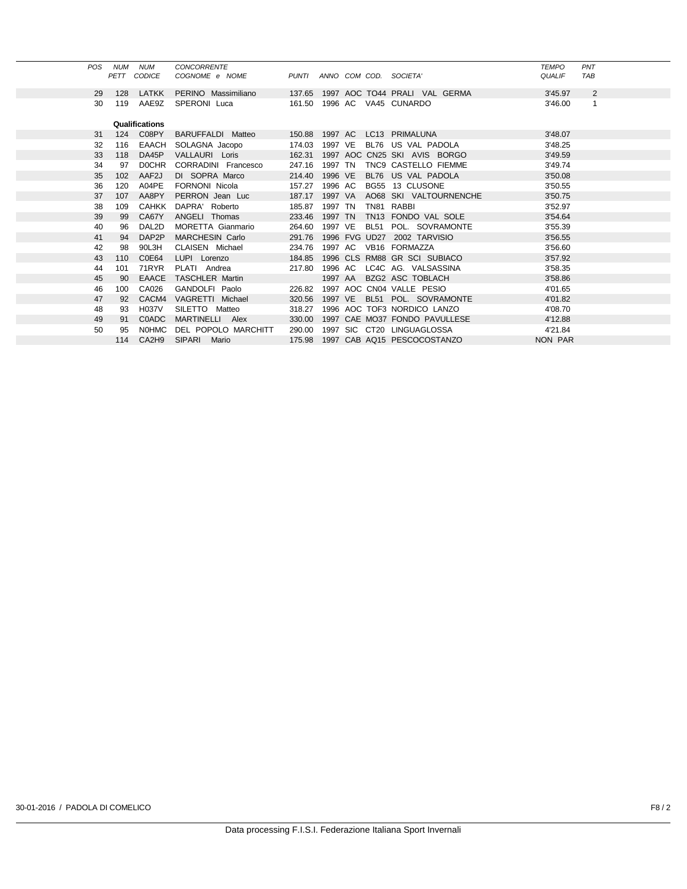| POS | NUM PETT | NUM CODICE | CONCORRENTE COGNOME e NOME | PUNTI | ANNO | COM | COD. | SOCIETA' | TEMPO QUALIF | PNT TAB |
|---|---|---|---|---|---|---|---|---|---|---|
| 29 | 128 | LATKK | PERINO Massimiliano | 137.65 | 1997 | AOC | TO44 | PRALI VAL GERMA | 3'45.97 | 2 |
| 30 | 119 | AAE9Z | SPERONI Luca | 161.50 | 1996 | AC | VA45 | CUNARDO | 3'46.00 | 1 |
| | | **Qualifications** | | | | | | | | |
| 31 | 124 | C08PY | BARUFFALDI Matteo | 150.88 | 1997 | AC | LC13 | PRIMALUNA | 3'48.07 | |
| 32 | 116 | EACH | SOLAGNA Jacopo | 174.03 | 1997 | VE | BL76 | US VAL PADOLA | 3'48.25 | |
| 33 | 118 | DA45P | VALLAURI Loris | 162.31 | 1997 | AOC | CN25 | SKI AVIS BORGO | 3'49.59 | |
| 34 | 97 | D0CHR | CORRADINI Francesco | 247.16 | 1997 | TN | TNC9 | CASTELLO FIEMME | 3'49.74 | |
| 35 | 102 | AAF2J | DI SOPRA Marco | 214.40 | 1996 | VE | BL76 | US VAL PADOLA | 3'50.08 | |
| 36 | 120 | A04PE | FORNONI Nicola | 157.27 | 1996 | AC | BG55 | 13 CLUSONE | 3'50.55 | |
| 37 | 107 | AA8PY | PERRON Jean Luc | 187.17 | 1997 | VA | AO68 | SKI VALTOURNENCHE | 3'50.75 | |
| 38 | 109 | CAHKK | DAPRA' Roberto | 185.87 | 1997 | TN | TN81 | RABBI | 3'52.97 | |
| 39 | 99 | CA67Y | ANGELI Thomas | 233.46 | 1997 | TN | TN13 | FONDO VAL SOLE | 3'54.64 | |
| 40 | 96 | DAL2D | MORETTA Gianmario | 264.60 | 1997 | VE | BL51 | POL. SOVRAMONTE | 3'55.39 | |
| 41 | 94 | DAP2P | MARCHESIN Carlo | 291.76 | 1996 | FVG | UD27 | 2002 TARVISIO | 3'56.55 | |
| 42 | 98 | 90L3H | CLAISEN Michael | 234.76 | 1997 | AC | VB16 | FORMAZZA | 3'56.60 | |
| 43 | 110 | C0E64 | LUPI Lorenzo | 184.85 | 1996 | CLS | RM88 | GR SCI SUBIACO | 3'57.92 | |
| 44 | 101 | 71RYR | PLATI Andrea | 217.80 | 1996 | AC | LC4C | AG. VALSASSINA | 3'58.35 | |
| 45 | 90 | EAACE | TASCHLER Martin | | 1997 | AA | BZG2 | ASC TOBLACH | 3'58.86 | |
| 46 | 100 | CA026 | GANDOLFI Paolo | 226.82 | 1997 | AOC | CN04 | VALLE PESIO | 4'01.65 | |
| 47 | 92 | CACM4 | VAGRETTI Michael | 320.56 | 1997 | VE | BL51 | POL. SOVRAMONTE | 4'01.82 | |
| 48 | 93 | H037V | SILETTO Matteo | 318.27 | 1996 | AOC | TOF3 | NORDICO LANZO | 4'08.70 | |
| 49 | 91 | C0ADC | MARTINELLI Alex | 330.00 | 1997 | CAE | MO37 | FONDO PAVULLESE | 4'12.88 | |
| 50 | 95 | N0HMC | DEL POPOLO MARCHITT | 290.00 | 1997 | SIC | CT20 | LINGUAGLOSSA | 4'21.84 | |
| | 114 | CA2H9 | SIPARI Mario | 175.98 | 1997 | CAB | AQ15 | PESCOCOSTANZO | NON PAR | |

30-01-2016 / PADOLA DI COMELICO

F8 / 2

Data processing F.I.S.I. Federazione Italiana Sport Invernali